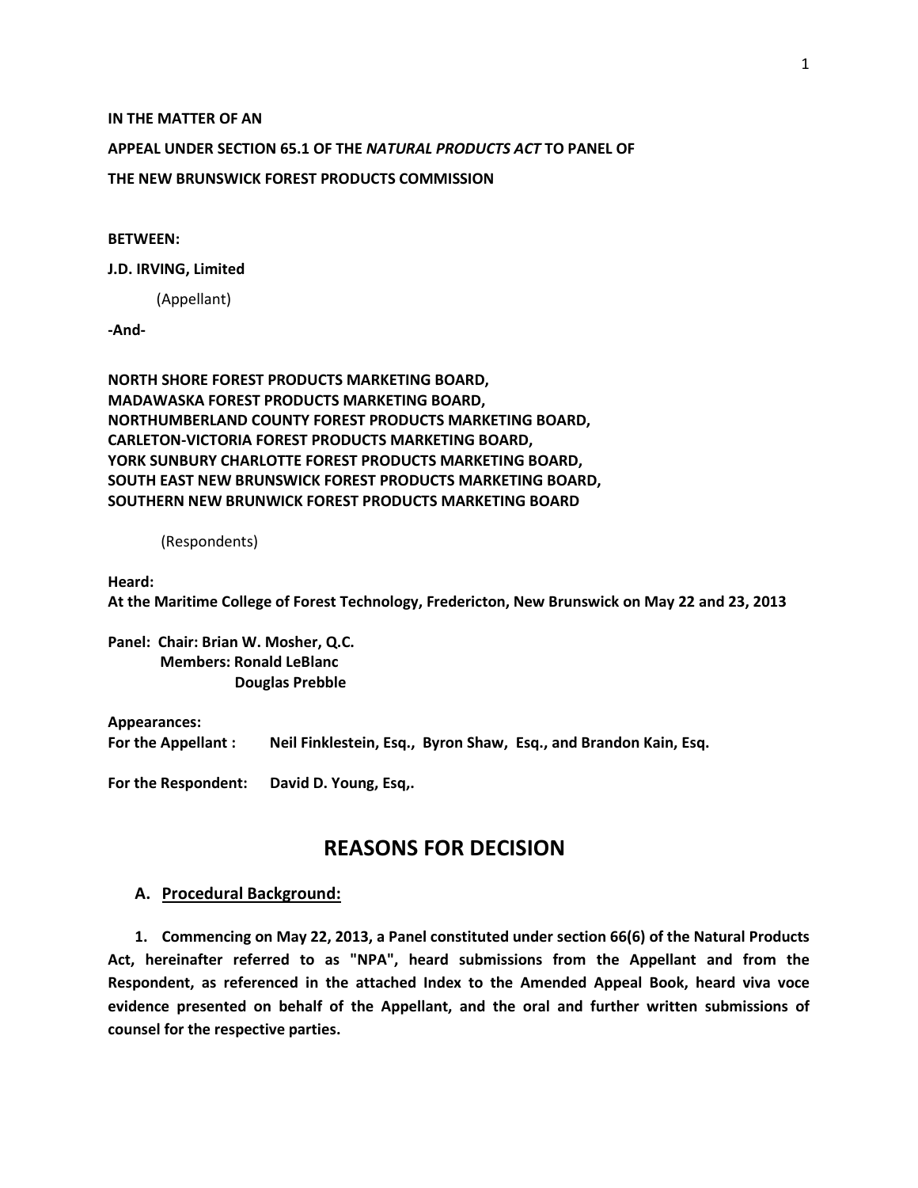**IN THE MATTER OF AN**

**APPEAL UNDER SECTION 65.1 OF THE *NATURAL PRODUCTS ACT* TO PANEL OF**

**THE NEW BRUNSWICK FOREST PRODUCTS COMMISSION**

**BETWEEN:**

**J.D. IRVING, Limited**

(Appellant)

**-And-**

**NORTH SHORE FOREST PRODUCTS MARKETING BOARD,**
**MADAWASKA FOREST PRODUCTS MARKETING BOARD,**
**NORTHUMBERLAND COUNTY FOREST PRODUCTS MARKETING BOARD,**
**CARLETON-VICTORIA FOREST PRODUCTS MARKETING BOARD,**
**YORK SUNBURY CHARLOTTE FOREST PRODUCTS MARKETING BOARD,**
**SOUTH EAST NEW BRUNSWICK FOREST PRODUCTS MARKETING BOARD,**
**SOUTHERN NEW BRUNWICK FOREST PRODUCTS MARKETING BOARD**

(Respondents)

**Heard:**
**At the Maritime College of Forest Technology, Fredericton, New Brunswick on May 22 and 23, 2013**

**Panel: Chair: Brian W. Mosher, Q.C.**
**Members: Ronald LeBlanc**
**Douglas Prebble**

**Appearances:**
**For the Appellant : Neil Finklestein, Esq., Byron Shaw, Esq., and Brandon Kain, Esq.**

**For the Respondent: David D. Young, Esq,.**

# REASONS FOR DECISION

## A. Procedural Background:

**1. Commencing on May 22, 2013, a Panel constituted under section 66(6) of the Natural Products Act, hereinafter referred to as "NPA", heard submissions from the Appellant and from the Respondent, as referenced in the attached Index to the Amended Appeal Book, heard viva voce evidence presented on behalf of the Appellant, and the oral and further written submissions of counsel for the respective parties.**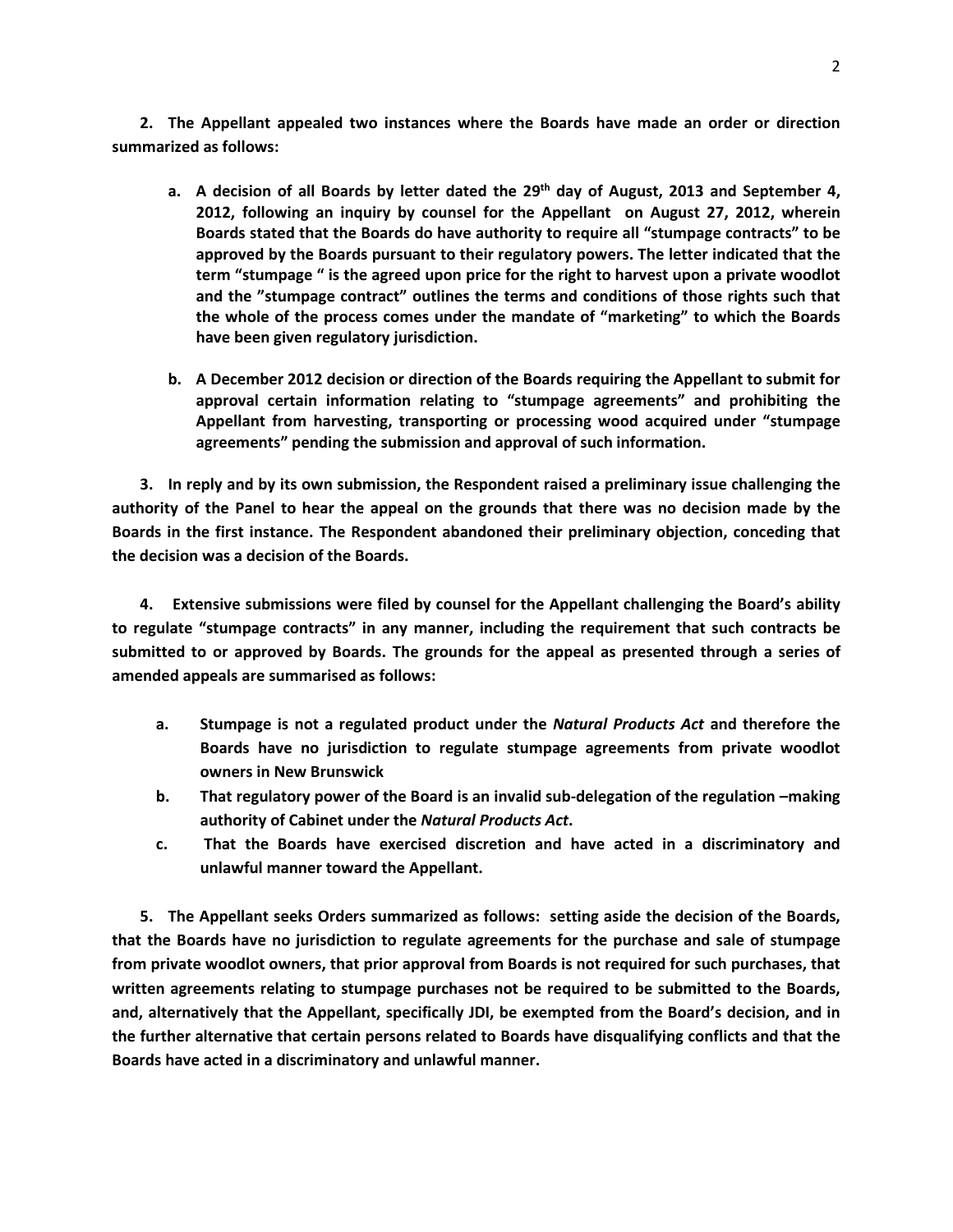**2. The Appellant appealed two instances where the Boards have made an order or direction summarized as follows:**

**a. A decision of all Boards by letter dated the 29th day of August, 2013 and September 4, 2012, following an inquiry by counsel for the Appellant on August 27, 2012, wherein Boards stated that the Boards do have authority to require all "stumpage contracts" to be approved by the Boards pursuant to their regulatory powers. The letter indicated that the term "stumpage " is the agreed upon price for the right to harvest upon a private woodlot and the "stumpage contract" outlines the terms and conditions of those rights such that the whole of the process comes under the mandate of "marketing" to which the Boards have been given regulatory jurisdiction.**

**b. A December 2012 decision or direction of the Boards requiring the Appellant to submit for approval certain information relating to "stumpage agreements" and prohibiting the Appellant from harvesting, transporting or processing wood acquired under "stumpage agreements" pending the submission and approval of such information.**

**3. In reply and by its own submission, the Respondent raised a preliminary issue challenging the authority of the Panel to hear the appeal on the grounds that there was no decision made by the Boards in the first instance. The Respondent abandoned their preliminary objection, conceding that the decision was a decision of the Boards.**

**4. Extensive submissions were filed by counsel for the Appellant challenging the Board's ability to regulate "stumpage contracts" in any manner, including the requirement that such contracts be submitted to or approved by Boards. The grounds for the appeal as presented through a series of amended appeals are summarised as follows:**

**a. Stumpage is not a regulated product under the *Natural Products Act* and therefore the Boards have no jurisdiction to regulate stumpage agreements from private woodlot owners in New Brunswick**

**b. That regulatory power of the Board is an invalid sub-delegation of the regulation –making authority of Cabinet under the *Natural Products Act*.**

**c. That the Boards have exercised discretion and have acted in a discriminatory and unlawful manner toward the Appellant.**

**5. The Appellant seeks Orders summarized as follows: setting aside the decision of the Boards, that the Boards have no jurisdiction to regulate agreements for the purchase and sale of stumpage from private woodlot owners, that prior approval from Boards is not required for such purchases, that written agreements relating to stumpage purchases not be required to be submitted to the Boards, and, alternatively that the Appellant, specifically JDI, be exempted from the Board's decision, and in the further alternative that certain persons related to Boards have disqualifying conflicts and that the Boards have acted in a discriminatory and unlawful manner.**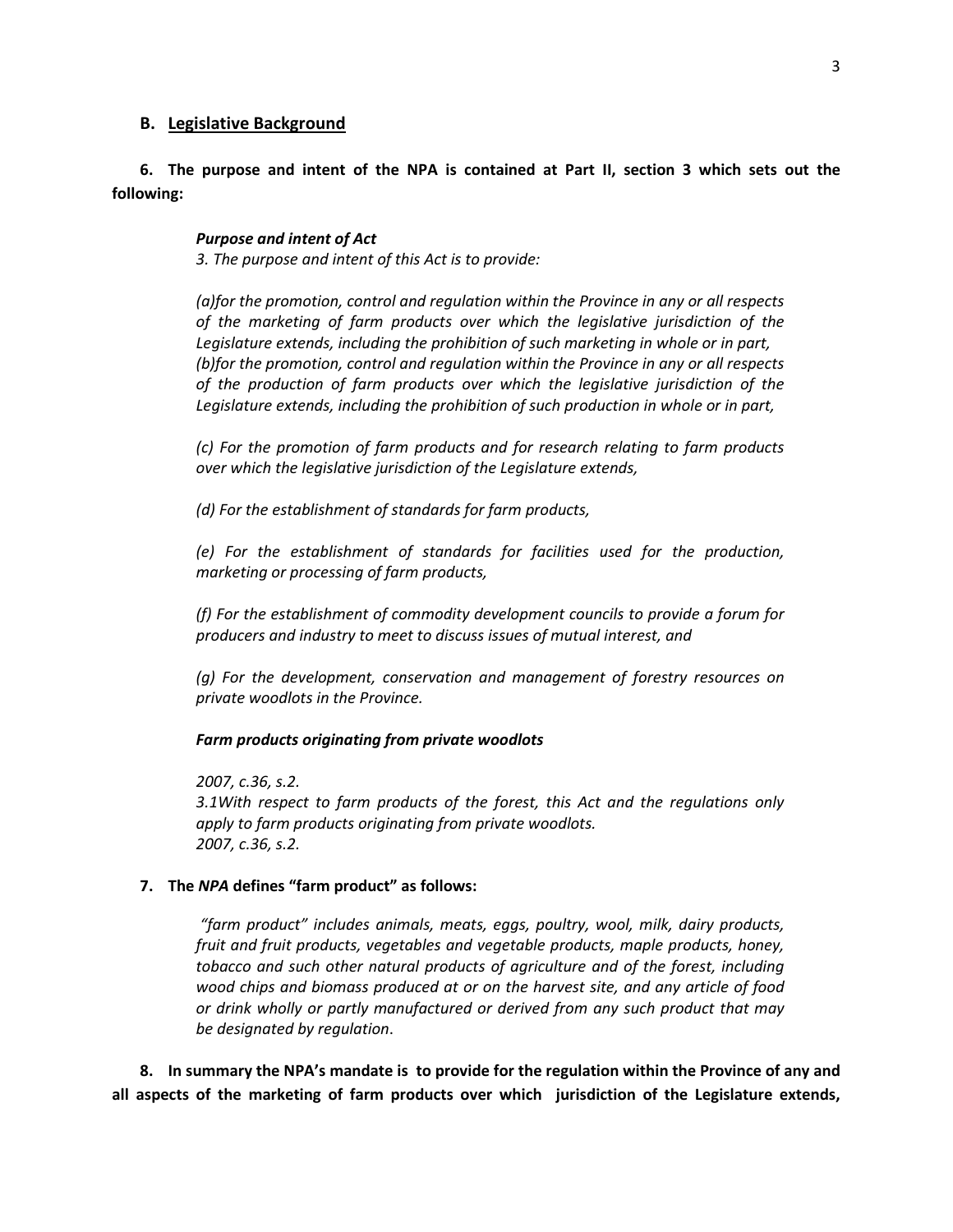## B. Legislative Background

**6. The purpose and intent of the NPA is contained at Part II, section 3 which sets out the following:**

> ***Purpose and intent of Act***
>
> *3. The purpose and intent of this Act is to provide:*
>
> *(a)for the promotion, control and regulation within the Province in any or all respects of the marketing of farm products over which the legislative jurisdiction of the Legislature extends, including the prohibition of such marketing in whole or in part,*
> *(b)for the promotion, control and regulation within the Province in any or all respects of the production of farm products over which the legislative jurisdiction of the Legislature extends, including the prohibition of such production in whole or in part,*
>
> *(c) For the promotion of farm products and for research relating to farm products over which the legislative jurisdiction of the Legislature extends,*
>
> *(d) For the establishment of standards for farm products,*
>
> *(e) For the establishment of standards for facilities used for the production, marketing or processing of farm products,*
>
> *(f) For the establishment of commodity development councils to provide a forum for producers and industry to meet to discuss issues of mutual interest, and*
>
> *(g) For the development, conservation and management of forestry resources on private woodlots in the Province.*
>
> ***Farm products originating from private woodlots***
>
> *2007, c.36, s.2.*
> *3.1With respect to farm products of the forest, this Act and the regulations only apply to farm products originating from private woodlots.*
> *2007, c.36, s.2.*

**7. The *NPA* defines "farm product" as follows:**

> *"farm product" includes animals, meats, eggs, poultry, wool, milk, dairy products, fruit and fruit products, vegetables and vegetable products, maple products, honey, tobacco and such other natural products of agriculture and of the forest, including wood chips and biomass produced at or on the harvest site, and any article of food or drink wholly or partly manufactured or derived from any such product that may be designated by regulation*.

**8. In summary the NPA's mandate is to provide for the regulation within the Province of any and all aspects of the marketing of farm products over which jurisdiction of the Legislature extends,**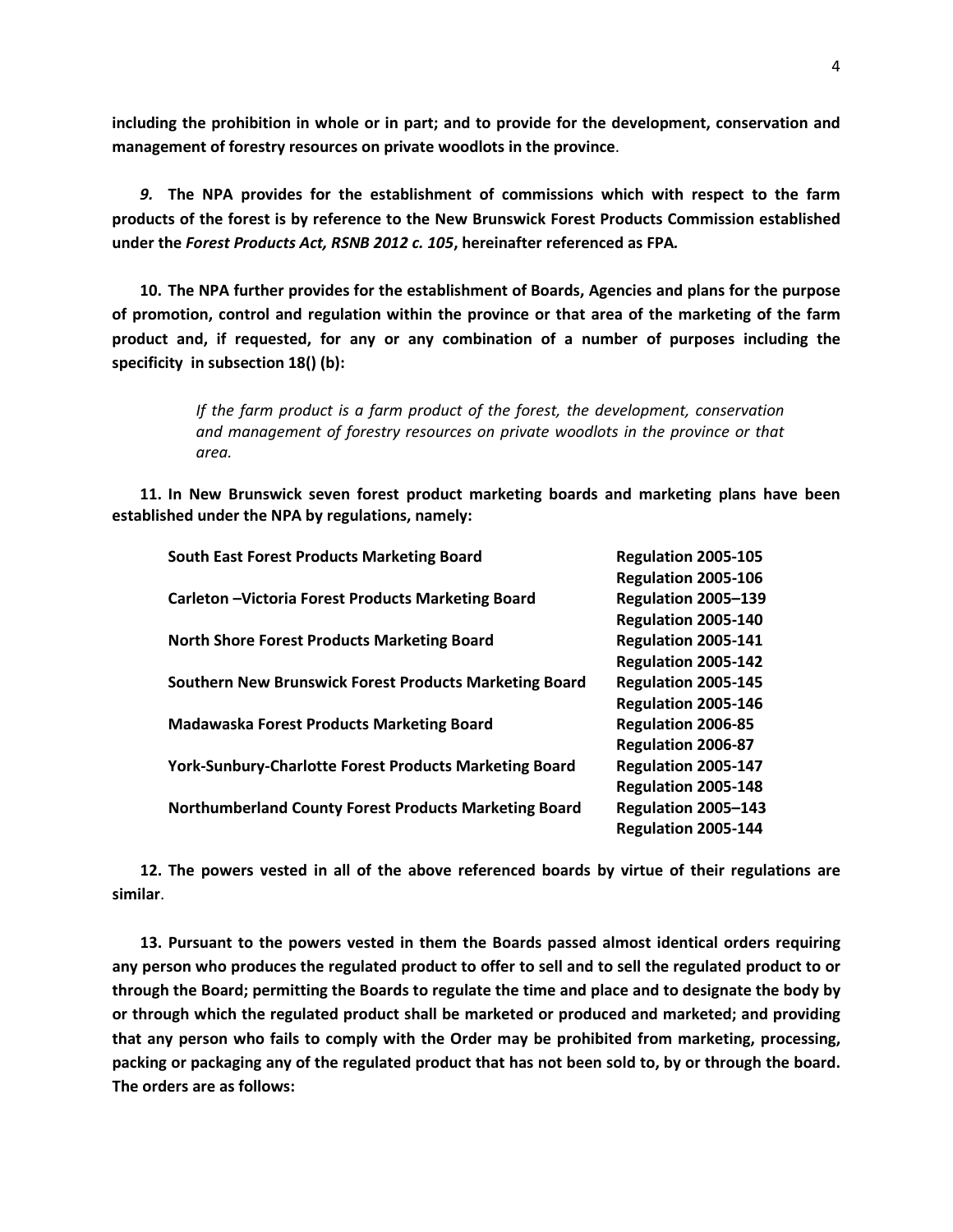**including the prohibition in whole or in part; and to provide for the development, conservation and management of forestry resources on private woodlots in the province**.

***9.*** **The NPA provides for the establishment of commissions which with respect to the farm products of the forest is by reference to the New Brunswick Forest Products Commission established under the *Forest Products Act, RSNB 2012 c. 105*, hereinafter referenced as FPA*.***

**10. The NPA further provides for the establishment of Boards, Agencies and plans for the purpose of promotion, control and regulation within the province or that area of the marketing of the farm product and, if requested, for any or any combination of a number of purposes including the specificity in subsection 18() (b):**

> *If the farm product is a farm product of the forest, the development, conservation and management of forestry resources on private woodlots in the province or that area.*

**11. In New Brunswick seven forest product marketing boards and marketing plans have been established under the NPA by regulations, namely:**

| | |
|---|---|
| **South East Forest Products Marketing Board** | **Regulation 2005-105**<br>**Regulation 2005-106** |
| **Carleton –Victoria Forest Products Marketing Board** | **Regulation 2005–139**<br>**Regulation 2005-140** |
| **North Shore Forest Products Marketing Board** | **Regulation 2005-141**<br>**Regulation 2005-142** |
| **Southern New Brunswick Forest Products Marketing Board** | **Regulation 2005-145**<br>**Regulation 2005-146** |
| **Madawaska Forest Products Marketing Board** | **Regulation 2006-85**<br>**Regulation 2006-87** |
| **York-Sunbury-Charlotte Forest Products Marketing Board** | **Regulation 2005-147**<br>**Regulation 2005-148** |
| **Northumberland County Forest Products Marketing Board** | **Regulation 2005–143**<br>**Regulation 2005-144** |

**12. The powers vested in all of the above referenced boards by virtue of their regulations are similar**.

**13. Pursuant to the powers vested in them the Boards passed almost identical orders requiring any person who produces the regulated product to offer to sell and to sell the regulated product to or through the Board; permitting the Boards to regulate the time and place and to designate the body by or through which the regulated product shall be marketed or produced and marketed; and providing that any person who fails to comply with the Order may be prohibited from marketing, processing, packing or packaging any of the regulated product that has not been sold to, by or through the board. The orders are as follows:**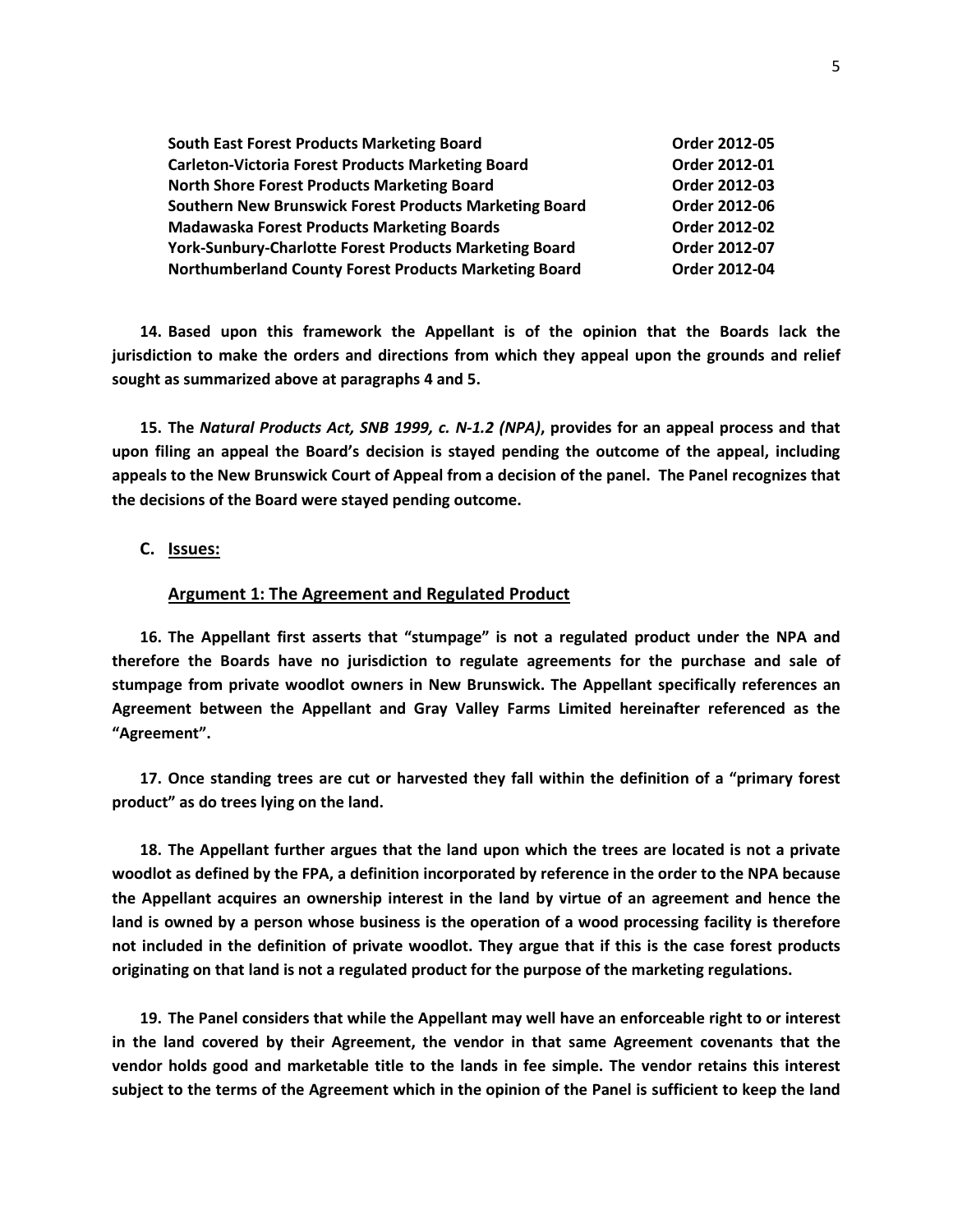| | |
|---|---|
| **South East Forest Products Marketing Board** | **Order 2012-05** |
| **Carleton-Victoria Forest Products Marketing Board** | **Order 2012-01** |
| **North Shore Forest Products Marketing Board** | **Order 2012-03** |
| **Southern New Brunswick Forest Products Marketing Board** | **Order 2012-06** |
| **Madawaska Forest Products Marketing Boards** | **Order 2012-02** |
| **York-Sunbury-Charlotte Forest Products Marketing Board** | **Order 2012-07** |
| **Northumberland County Forest Products Marketing Board** | **Order 2012-04** |

**14. Based upon this framework the Appellant is of the opinion that the Boards lack the jurisdiction to make the orders and directions from which they appeal upon the grounds and relief sought as summarized above at paragraphs 4 and 5.**

**15. The *Natural Products Act, SNB 1999, c. N-1.2 (NPA)*, provides for an appeal process and that upon filing an appeal the Board's decision is stayed pending the outcome of the appeal, including appeals to the New Brunswick Court of Appeal from a decision of the panel. The Panel recognizes that the decisions of the Board were stayed pending outcome.**

## C. Issues:

### Argument 1: The Agreement and Regulated Product

**16. The Appellant first asserts that "stumpage" is not a regulated product under the NPA and therefore the Boards have no jurisdiction to regulate agreements for the purchase and sale of stumpage from private woodlot owners in New Brunswick. The Appellant specifically references an Agreement between the Appellant and Gray Valley Farms Limited hereinafter referenced as the "Agreement".**

**17. Once standing trees are cut or harvested they fall within the definition of a "primary forest product" as do trees lying on the land.**

**18. The Appellant further argues that the land upon which the trees are located is not a private woodlot as defined by the FPA, a definition incorporated by reference in the order to the NPA because the Appellant acquires an ownership interest in the land by virtue of an agreement and hence the land is owned by a person whose business is the operation of a wood processing facility is therefore not included in the definition of private woodlot. They argue that if this is the case forest products originating on that land is not a regulated product for the purpose of the marketing regulations.**

**19. The Panel considers that while the Appellant may well have an enforceable right to or interest in the land covered by their Agreement, the vendor in that same Agreement covenants that the vendor holds good and marketable title to the lands in fee simple. The vendor retains this interest subject to the terms of the Agreement which in the opinion of the Panel is sufficient to keep the land**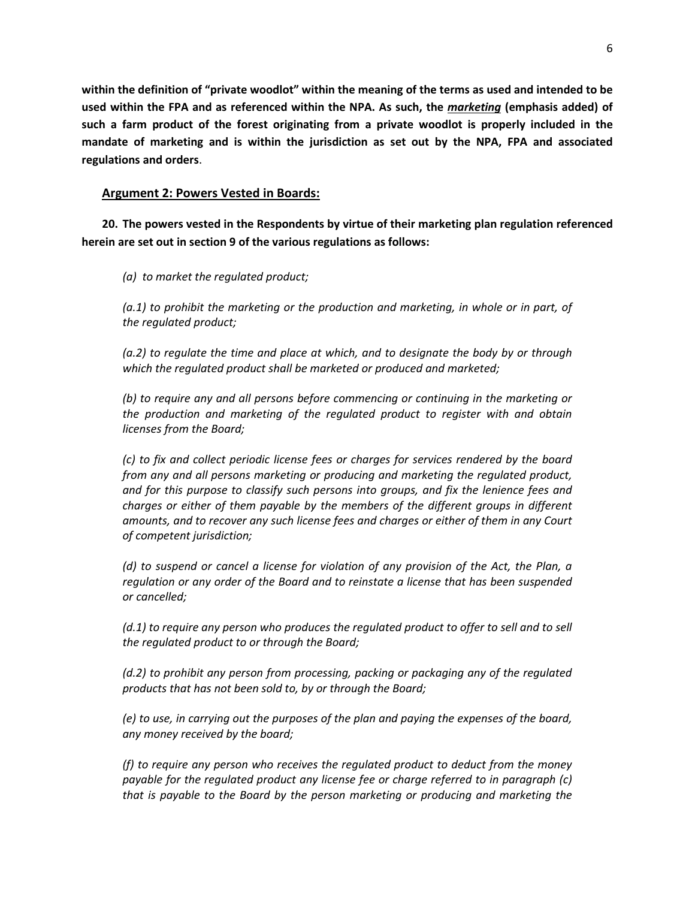**within the definition of "private woodlot" within the meaning of the terms as used and intended to be used within the FPA and as referenced within the NPA. As such, the _**marketing**_ (emphasis added) of such a farm product of the forest originating from a private woodlot is properly included in the mandate of marketing and is within the jurisdiction as set out by the NPA, FPA and associated regulations and orders**.

## Argument 2: Powers Vested in Boards:

**20. The powers vested in the Respondents by virtue of their marketing plan regulation referenced herein are set out in section 9 of the various regulations as follows:**

*(a) to market the regulated product;*

*(a.1) to prohibit the marketing or the production and marketing, in whole or in part, of the regulated product;*

*(a.2) to regulate the time and place at which, and to designate the body by or through which the regulated product shall be marketed or produced and marketed;*

*(b) to require any and all persons before commencing or continuing in the marketing or the production and marketing of the regulated product to register with and obtain licenses from the Board;*

*(c) to fix and collect periodic license fees or charges for services rendered by the board from any and all persons marketing or producing and marketing the regulated product, and for this purpose to classify such persons into groups, and fix the lenience fees and charges or either of them payable by the members of the different groups in different amounts, and to recover any such license fees and charges or either of them in any Court of competent jurisdiction;*

*(d) to suspend or cancel a license for violation of any provision of the Act, the Plan, a regulation or any order of the Board and to reinstate a license that has been suspended or cancelled;*

*(d.1) to require any person who produces the regulated product to offer to sell and to sell the regulated product to or through the Board;*

*(d.2) to prohibit any person from processing, packing or packaging any of the regulated products that has not been sold to, by or through the Board;*

*(e) to use, in carrying out the purposes of the plan and paying the expenses of the board, any money received by the board;*

*(f) to require any person who receives the regulated product to deduct from the money payable for the regulated product any license fee or charge referred to in paragraph (c) that is payable to the Board by the person marketing or producing and marketing the*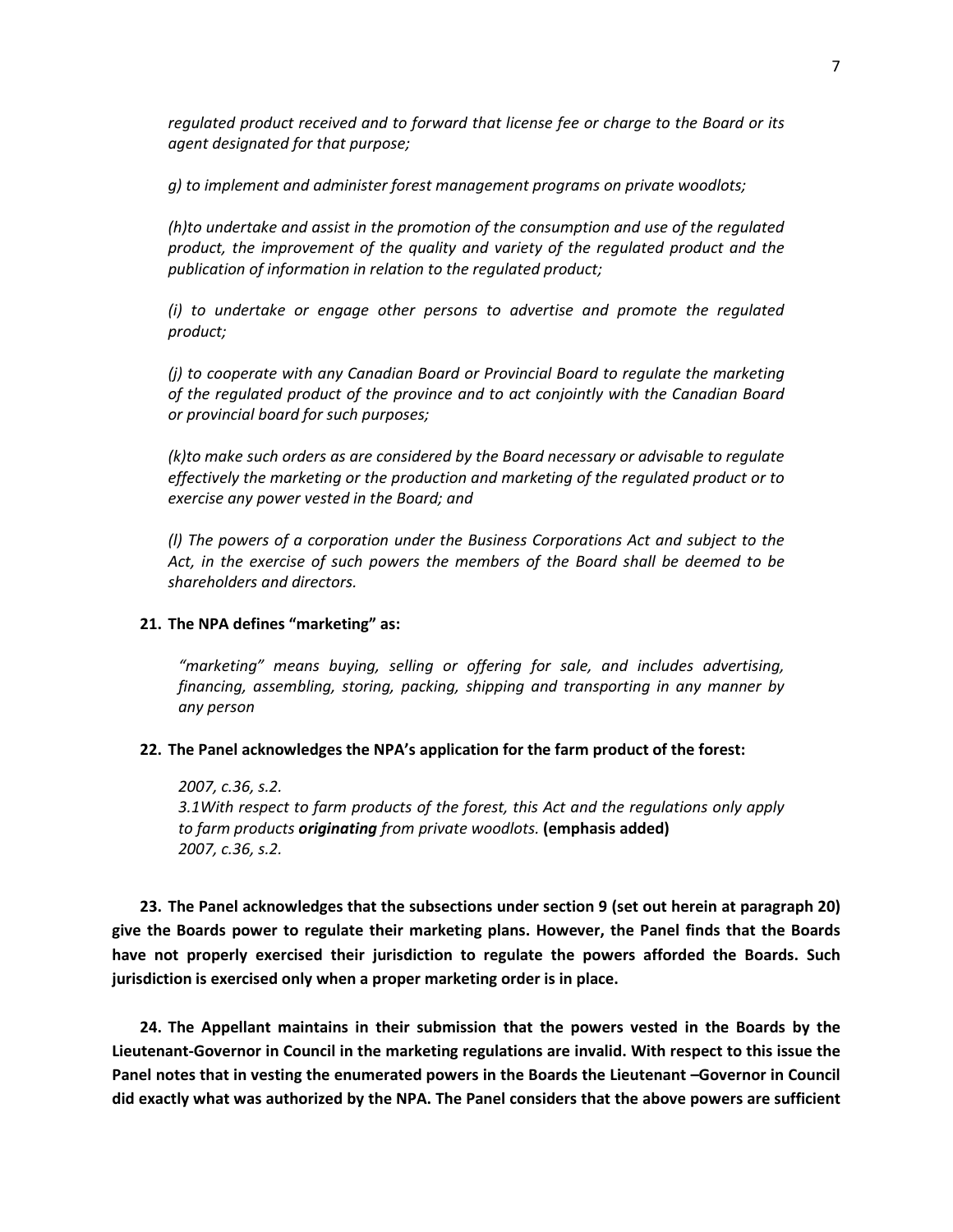*regulated product received and to forward that license fee or charge to the Board or its agent designated for that purpose;*

*g) to implement and administer forest management programs on private woodlots;*

*(h)to undertake and assist in the promotion of the consumption and use of the regulated product, the improvement of the quality and variety of the regulated product and the publication of information in relation to the regulated product;*

*(i) to undertake or engage other persons to advertise and promote the regulated product;*

*(j) to cooperate with any Canadian Board or Provincial Board to regulate the marketing of the regulated product of the province and to act conjointly with the Canadian Board or provincial board for such purposes;*

*(k)to make such orders as are considered by the Board necessary or advisable to regulate effectively the marketing or the production and marketing of the regulated product or to exercise any power vested in the Board; and*

*(l) The powers of a corporation under the Business Corporations Act and subject to the Act, in the exercise of such powers the members of the Board shall be deemed to be shareholders and directors.*

**21. The NPA defines "marketing" as:**

*"marketing" means buying, selling or offering for sale, and includes advertising, financing, assembling, storing, packing, shipping and transporting in any manner by any person*

**22. The Panel acknowledges the NPA's application for the farm product of the forest:**

*2007, c.36, s.2.*
*3.1With respect to farm products of the forest, this Act and the regulations only apply to farm products* ***originating*** *from private woodlots.* **(emphasis added)**
*2007, c.36, s.2.*

**23. The Panel acknowledges that the subsections under section 9 (set out herein at paragraph 20) give the Boards power to regulate their marketing plans. However, the Panel finds that the Boards have not properly exercised their jurisdiction to regulate the powers afforded the Boards. Such jurisdiction is exercised only when a proper marketing order is in place.**

**24. The Appellant maintains in their submission that the powers vested in the Boards by the Lieutenant-Governor in Council in the marketing regulations are invalid. With respect to this issue the Panel notes that in vesting the enumerated powers in the Boards the Lieutenant –Governor in Council did exactly what was authorized by the NPA. The Panel considers that the above powers are sufficient**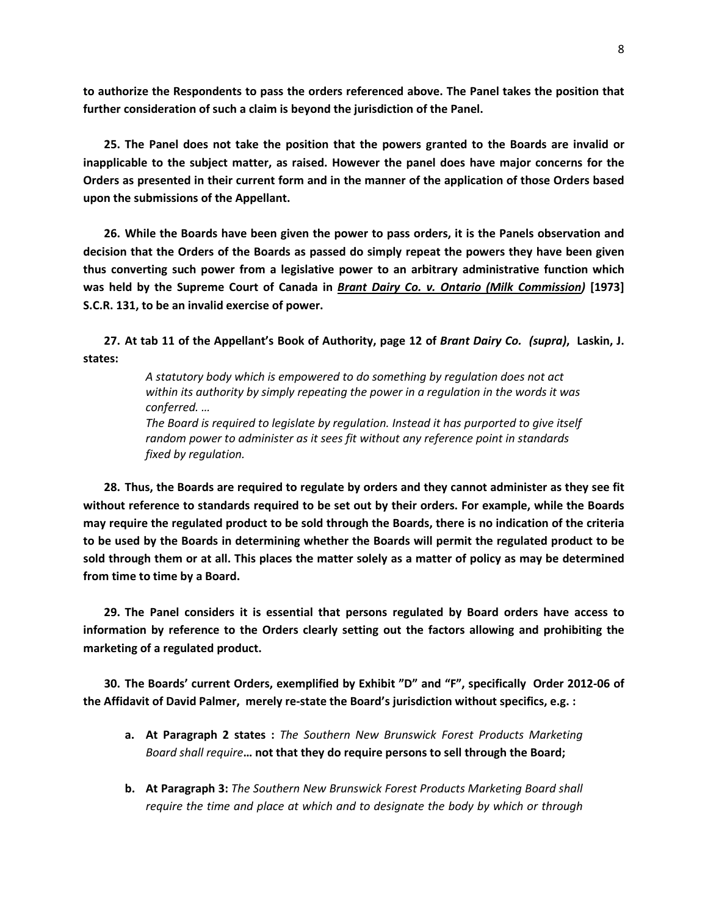**to authorize the Respondents to pass the orders referenced above. The Panel takes the position that further consideration of such a claim is beyond the jurisdiction of the Panel.**

**25. The Panel does not take the position that the powers granted to the Boards are invalid or inapplicable to the subject matter, as raised. However the panel does have major concerns for the Orders as presented in their current form and in the manner of the application of those Orders based upon the submissions of the Appellant.**

**26. While the Boards have been given the power to pass orders, it is the Panels observation and decision that the Orders of the Boards as passed do simply repeat the powers they have been given thus converting such power from a legislative power to an arbitrary administrative function which was held by the Supreme Court of Canada in *Brant Dairy Co. v. Ontario (Milk Commission)* [1973] S.C.R. 131, to be an invalid exercise of power.**

**27. At tab 11 of the Appellant's Book of Authority, page 12 of *Brant Dairy Co. (supra)*, Laskin, J. states:**

> *A statutory body which is empowered to do something by regulation does not act within its authority by simply repeating the power in a regulation in the words it was conferred. …*
>
> *The Board is required to legislate by regulation. Instead it has purported to give itself random power to administer as it sees fit without any reference point in standards fixed by regulation.*

**28. Thus, the Boards are required to regulate by orders and they cannot administer as they see fit without reference to standards required to be set out by their orders. For example, while the Boards may require the regulated product to be sold through the Boards, there is no indication of the criteria to be used by the Boards in determining whether the Boards will permit the regulated product to be sold through them or at all. This places the matter solely as a matter of policy as may be determined from time to time by a Board.**

**29. The Panel considers it is essential that persons regulated by Board orders have access to information by reference to the Orders clearly setting out the factors allowing and prohibiting the marketing of a regulated product.**

**30. The Boards' current Orders, exemplified by Exhibit "D" and "F", specifically Order 2012-06 of the Affidavit of David Palmer, merely re-state the Board's jurisdiction without specifics, e.g. :**

- **a. At Paragraph 2 states :** *The Southern New Brunswick Forest Products Marketing Board shall require***… not that they do require persons to sell through the Board;**

- **b. At Paragraph 3:** *The Southern New Brunswick Forest Products Marketing Board shall require the time and place at which and to designate the body by which or through*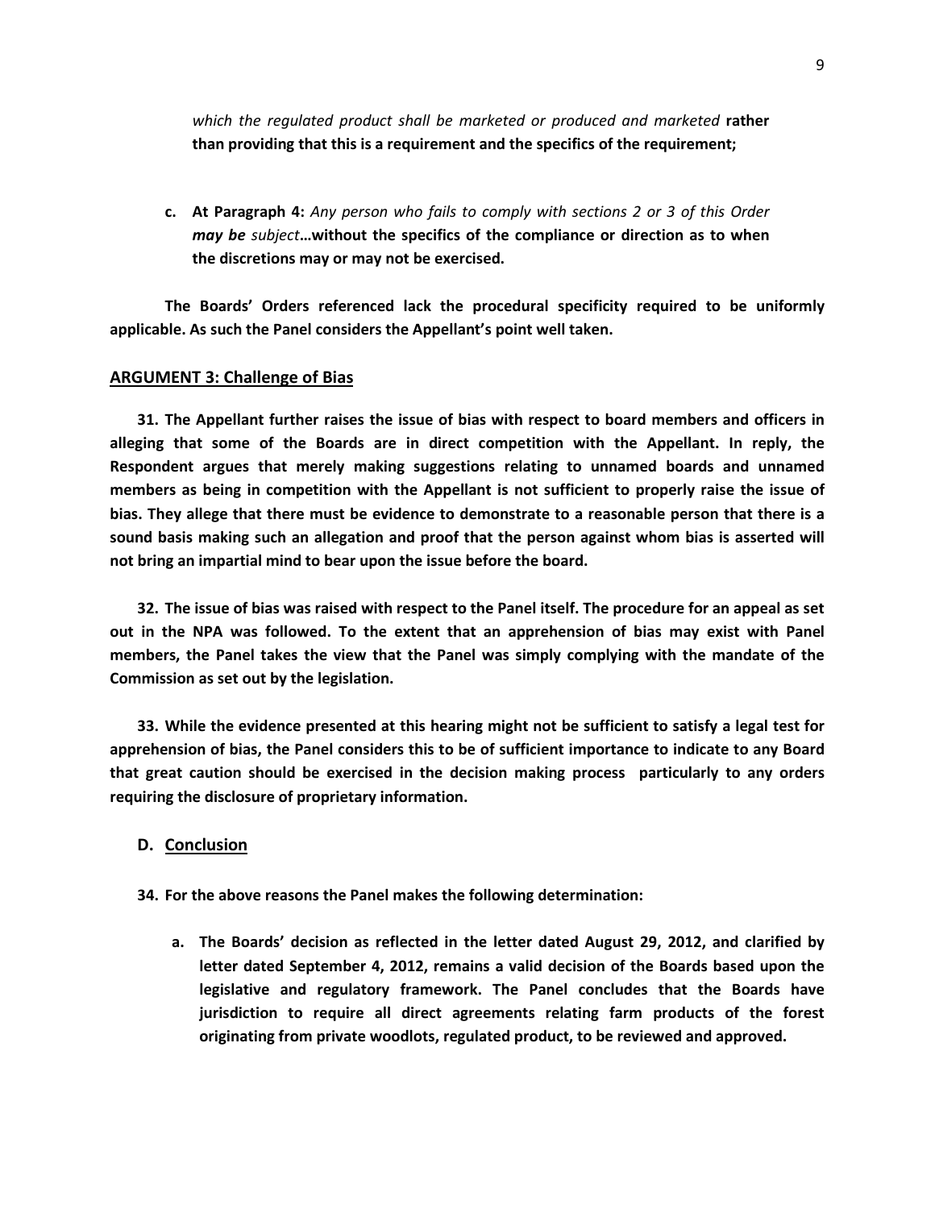*which the regulated product shall be marketed or produced and marketed* **rather than providing that this is a requirement and the specifics of the requirement;**

**c. At Paragraph 4:** *Any person who fails to comply with sections 2 or 3 of this Order* ***may be*** *subject*…**without the specifics of the compliance or direction as to when the discretions may or may not be exercised.**

**The Boards' Orders referenced lack the procedural specificity required to be uniformly applicable. As such the Panel considers the Appellant's point well taken.**

## ARGUMENT 3: Challenge of Bias

**31. The Appellant further raises the issue of bias with respect to board members and officers in alleging that some of the Boards are in direct competition with the Appellant. In reply, the Respondent argues that merely making suggestions relating to unnamed boards and unnamed members as being in competition with the Appellant is not sufficient to properly raise the issue of bias. They allege that there must be evidence to demonstrate to a reasonable person that there is a sound basis making such an allegation and proof that the person against whom bias is asserted will not bring an impartial mind to bear upon the issue before the board.**

**32. The issue of bias was raised with respect to the Panel itself. The procedure for an appeal as set out in the NPA was followed. To the extent that an apprehension of bias may exist with Panel members, the Panel takes the view that the Panel was simply complying with the mandate of the Commission as set out by the legislation.**

**33. While the evidence presented at this hearing might not be sufficient to satisfy a legal test for apprehension of bias, the Panel considers this to be of sufficient importance to indicate to any Board that great caution should be exercised in the decision making process particularly to any orders requiring the disclosure of proprietary information.**

## D. Conclusion

**34. For the above reasons the Panel makes the following determination:**

**a. The Boards' decision as reflected in the letter dated August 29, 2012, and clarified by letter dated September 4, 2012, remains a valid decision of the Boards based upon the legislative and regulatory framework. The Panel concludes that the Boards have jurisdiction to require all direct agreements relating farm products of the forest originating from private woodlots, regulated product, to be reviewed and approved.**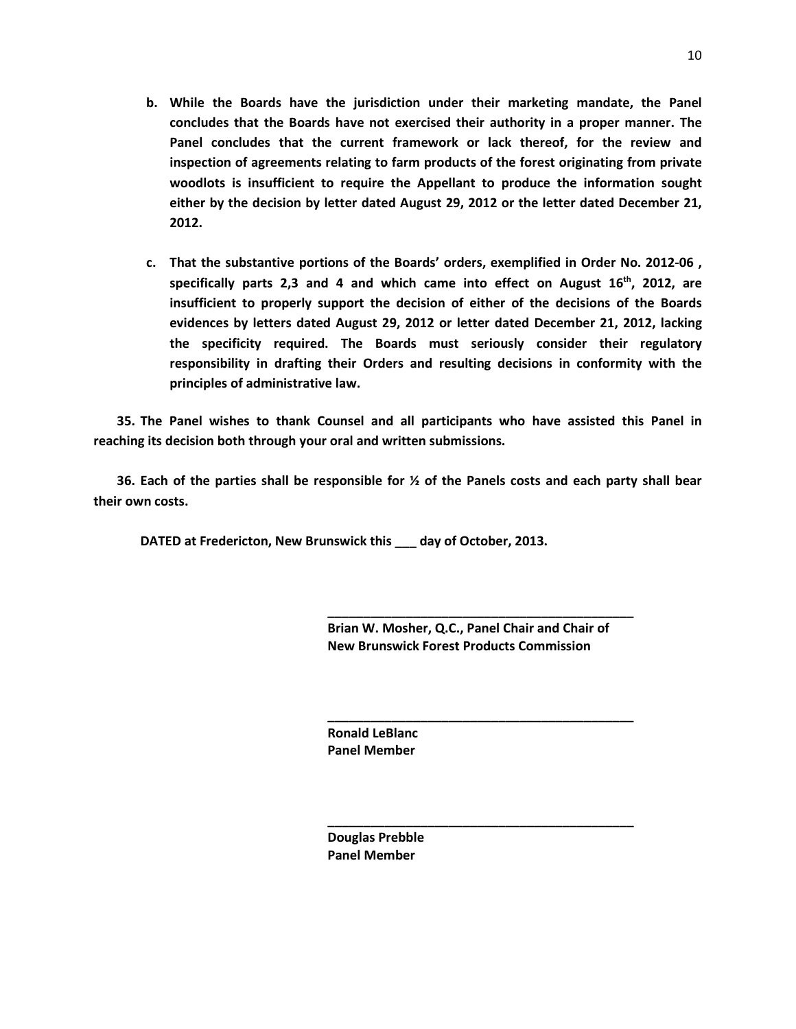b. **While the Boards have the jurisdiction under their marketing mandate, the Panel concludes that the Boards have not exercised their authority in a proper manner. The Panel concludes that the current framework or lack thereof, for the review and inspection of agreements relating to farm products of the forest originating from private woodlots is insufficient to require the Appellant to produce the information sought either by the decision by letter dated August 29, 2012 or the letter dated December 21, 2012.**

c. **That the substantive portions of the Boards' orders, exemplified in Order No. 2012-06 , specifically parts 2,3 and 4 and which came into effect on August 16th, 2012, are insufficient to properly support the decision of either of the decisions of the Boards evidences by letters dated August 29, 2012 or letter dated December 21, 2012, lacking the specificity required. The Boards must seriously consider their regulatory responsibility in drafting their Orders and resulting decisions in conformity with the principles of administrative law.**

**35. The Panel wishes to thank Counsel and all participants who have assisted this Panel in reaching its decision both through your oral and written submissions.**

**36. Each of the parties shall be responsible for ½ of the Panels costs and each party shall bear their own costs.**

**DATED at Fredericton, New Brunswick this ___ day of October, 2013.**

______________________________________________

**Brian W. Mosher, Q.C., Panel Chair and Chair of New Brunswick Forest Products Commission**

______________________________________________

**Ronald LeBlanc**
**Panel Member**

______________________________________________

**Douglas Prebble**
**Panel Member**